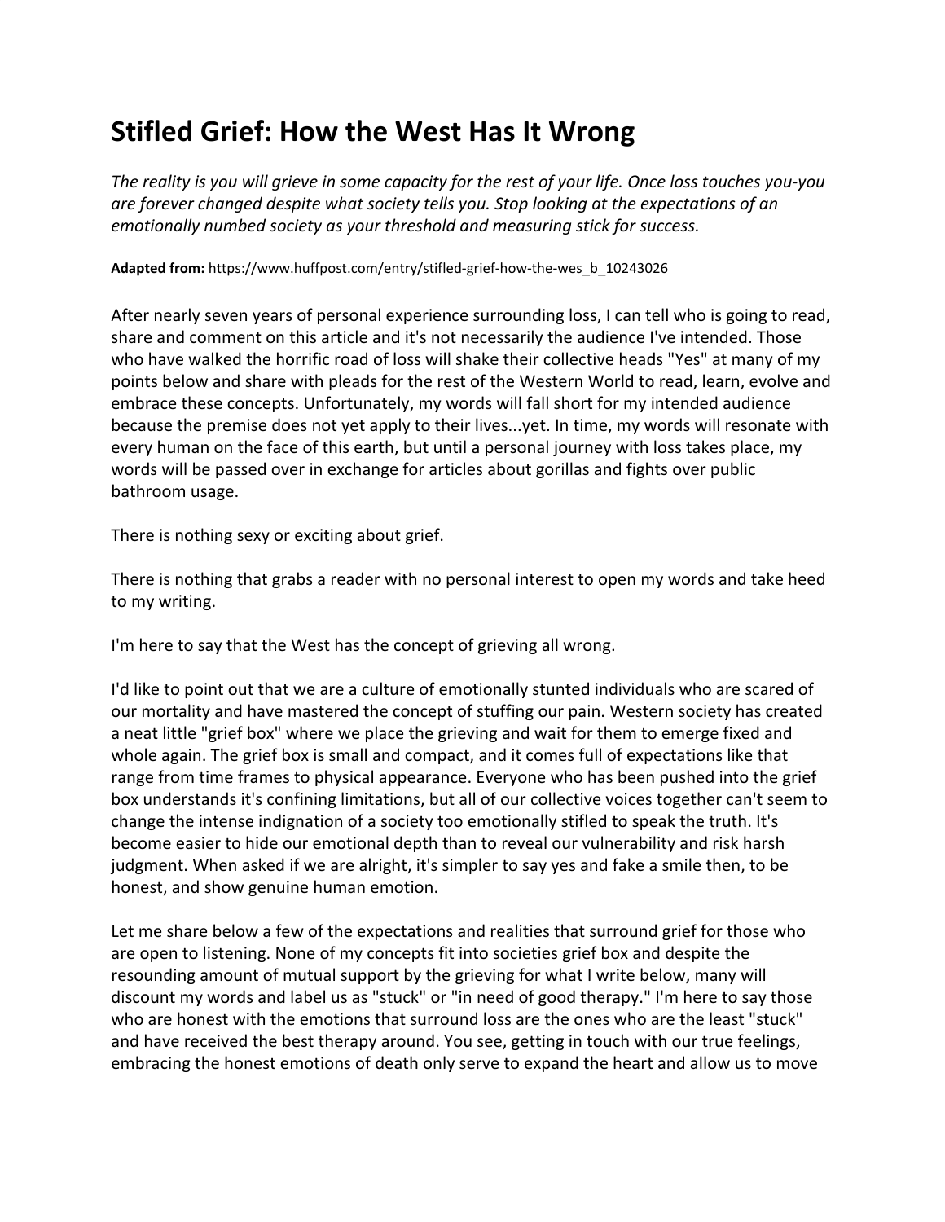# Stifled Grief: How the West Has It Wrong

*The reality is you will grieve in some capacity for the rest of your life. Once loss touches you-you are forever changed despite what society tells you. Stop looking at the expectations of an emotionally numbed society as your threshold and measuring stick for success.*

**Adapted from:** https://www.huffpost.com/entry/stifled-grief-how-the-wes_b_10243026

After nearly seven years of personal experience surrounding loss, I can tell who is going to read, share and comment on this article and it's not necessarily the audience I've intended. Those who have walked the horrific road of loss will shake their collective heads "Yes" at many of my points below and share with pleads for the rest of the Western World to read, learn, evolve and embrace these concepts. Unfortunately, my words will fall short for my intended audience because the premise does not yet apply to their lives...yet. In time, my words will resonate with every human on the face of this earth, but until a personal journey with loss takes place, my words will be passed over in exchange for articles about gorillas and fights over public bathroom usage.

There is nothing sexy or exciting about grief.

There is nothing that grabs a reader with no personal interest to open my words and take heed to my writing.

I'm here to say that the West has the concept of grieving all wrong.

I'd like to point out that we are a culture of emotionally stunted individuals who are scared of our mortality and have mastered the concept of stuffing our pain. Western society has created a neat little "grief box" where we place the grieving and wait for them to emerge fixed and whole again. The grief box is small and compact, and it comes full of expectations like that range from time frames to physical appearance. Everyone who has been pushed into the grief box understands it's confining limitations, but all of our collective voices together can't seem to change the intense indignation of a society too emotionally stifled to speak the truth. It's become easier to hide our emotional depth than to reveal our vulnerability and risk harsh judgment. When asked if we are alright, it's simpler to say yes and fake a smile then, to be honest, and show genuine human emotion.

Let me share below a few of the expectations and realities that surround grief for those who are open to listening. None of my concepts fit into societies grief box and despite the resounding amount of mutual support by the grieving for what I write below, many will discount my words and label us as "stuck" or "in need of good therapy." I'm here to say those who are honest with the emotions that surround loss are the ones who are the least "stuck" and have received the best therapy around. You see, getting in touch with our true feelings, embracing the honest emotions of death only serve to expand the heart and allow us to move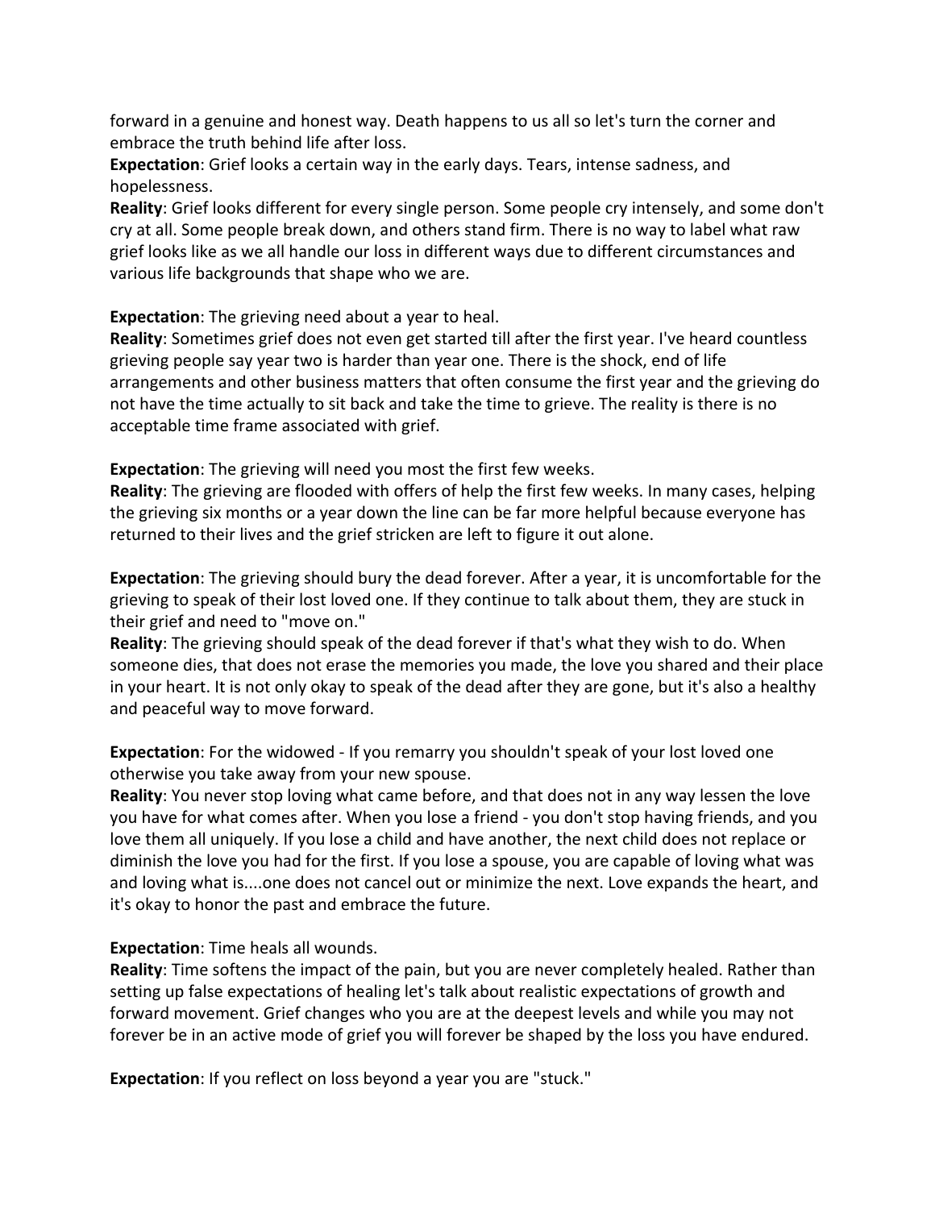forward in a genuine and honest way. Death happens to us all so let's turn the corner and embrace the truth behind life after loss.

**Expectation**: Grief looks a certain way in the early days. Tears, intense sadness, and hopelessness.

**Reality**: Grief looks different for every single person. Some people cry intensely, and some don't cry at all. Some people break down, and others stand firm. There is no way to label what raw grief looks like as we all handle our loss in different ways due to different circumstances and various life backgrounds that shape who we are.

**Expectation**: The grieving need about a year to heal.

**Reality**: Sometimes grief does not even get started till after the first year. I've heard countless grieving people say year two is harder than year one. There is the shock, end of life arrangements and other business matters that often consume the first year and the grieving do not have the time actually to sit back and take the time to grieve. The reality is there is no acceptable time frame associated with grief.

**Expectation**: The grieving will need you most the first few weeks.

**Reality**: The grieving are flooded with offers of help the first few weeks. In many cases, helping the grieving six months or a year down the line can be far more helpful because everyone has returned to their lives and the grief stricken are left to figure it out alone.

**Expectation**: The grieving should bury the dead forever. After a year, it is uncomfortable for the grieving to speak of their lost loved one. If they continue to talk about them, they are stuck in their grief and need to "move on."

**Reality**: The grieving should speak of the dead forever if that's what they wish to do. When someone dies, that does not erase the memories you made, the love you shared and their place in your heart. It is not only okay to speak of the dead after they are gone, but it's also a healthy and peaceful way to move forward.

**Expectation**: For the widowed - If you remarry you shouldn't speak of your lost loved one otherwise you take away from your new spouse.

**Reality**: You never stop loving what came before, and that does not in any way lessen the love you have for what comes after. When you lose a friend - you don't stop having friends, and you love them all uniquely. If you lose a child and have another, the next child does not replace or diminish the love you had for the first. If you lose a spouse, you are capable of loving what was and loving what is....one does not cancel out or minimize the next. Love expands the heart, and it's okay to honor the past and embrace the future.

**Expectation**: Time heals all wounds.

**Reality**: Time softens the impact of the pain, but you are never completely healed. Rather than setting up false expectations of healing let's talk about realistic expectations of growth and forward movement. Grief changes who you are at the deepest levels and while you may not forever be in an active mode of grief you will forever be shaped by the loss you have endured.

**Expectation**: If you reflect on loss beyond a year you are "stuck."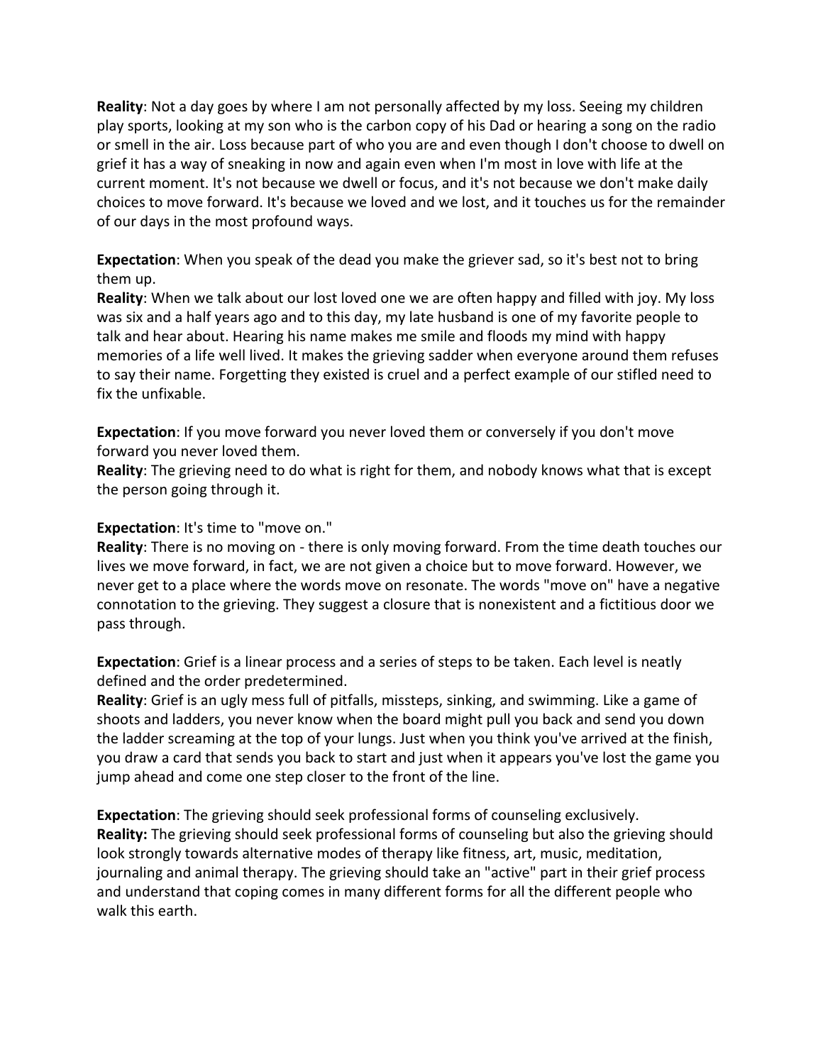**Reality**: Not a day goes by where I am not personally affected by my loss. Seeing my children play sports, looking at my son who is the carbon copy of his Dad or hearing a song on the radio or smell in the air. Loss because part of who you are and even though I don't choose to dwell on grief it has a way of sneaking in now and again even when I'm most in love with life at the current moment. It's not because we dwell or focus, and it's not because we don't make daily choices to move forward. It's because we loved and we lost, and it touches us for the remainder of our days in the most profound ways.

**Expectation**: When you speak of the dead you make the griever sad, so it's best not to bring them up.
**Reality**: When we talk about our lost loved one we are often happy and filled with joy. My loss was six and a half years ago and to this day, my late husband is one of my favorite people to talk and hear about. Hearing his name makes me smile and floods my mind with happy memories of a life well lived. It makes the grieving sadder when everyone around them refuses to say their name. Forgetting they existed is cruel and a perfect example of our stifled need to fix the unfixable.

**Expectation**: If you move forward you never loved them or conversely if you don't move forward you never loved them.
**Reality**: The grieving need to do what is right for them, and nobody knows what that is except the person going through it.

**Expectation**: It's time to "move on."
**Reality**: There is no moving on - there is only moving forward. From the time death touches our lives we move forward, in fact, we are not given a choice but to move forward. However, we never get to a place where the words move on resonate. The words "move on" have a negative connotation to the grieving. They suggest a closure that is nonexistent and a fictitious door we pass through.

**Expectation**: Grief is a linear process and a series of steps to be taken. Each level is neatly defined and the order predetermined.
**Reality**: Grief is an ugly mess full of pitfalls, missteps, sinking, and swimming. Like a game of shoots and ladders, you never know when the board might pull you back and send you down the ladder screaming at the top of your lungs. Just when you think you've arrived at the finish, you draw a card that sends you back to start and just when it appears you've lost the game you jump ahead and come one step closer to the front of the line.

**Expectation**: The grieving should seek professional forms of counseling exclusively.
**Reality:** The grieving should seek professional forms of counseling but also the grieving should look strongly towards alternative modes of therapy like fitness, art, music, meditation, journaling and animal therapy. The grieving should take an "active" part in their grief process and understand that coping comes in many different forms for all the different people who walk this earth.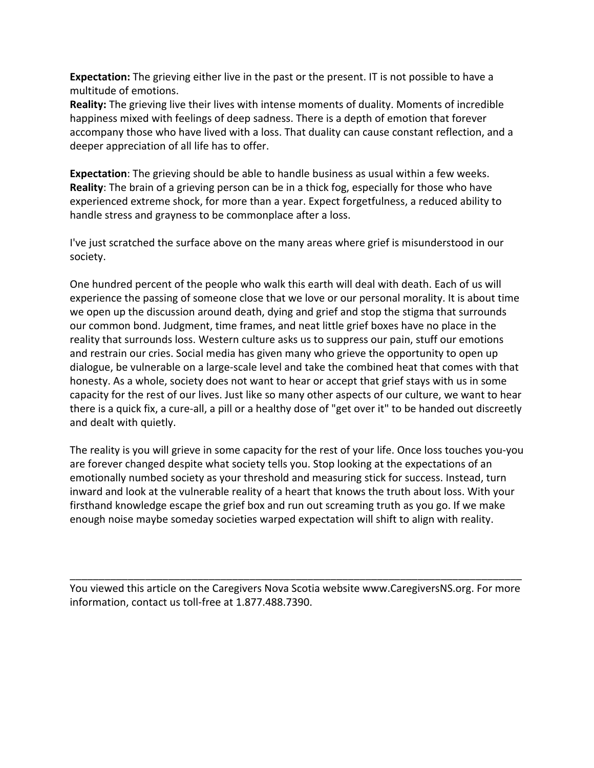**Expectation:** The grieving either live in the past or the present. IT is not possible to have a multitude of emotions.
**Reality:** The grieving live their lives with intense moments of duality. Moments of incredible happiness mixed with feelings of deep sadness. There is a depth of emotion that forever accompany those who have lived with a loss. That duality can cause constant reflection, and a deeper appreciation of all life has to offer.

**Expectation**: The grieving should be able to handle business as usual within a few weeks.
**Reality**: The brain of a grieving person can be in a thick fog, especially for those who have experienced extreme shock, for more than a year. Expect forgetfulness, a reduced ability to handle stress and grayness to be commonplace after a loss.

I've just scratched the surface above on the many areas where grief is misunderstood in our society.

One hundred percent of the people who walk this earth will deal with death. Each of us will experience the passing of someone close that we love or our personal morality. It is about time we open up the discussion around death, dying and grief and stop the stigma that surrounds our common bond. Judgment, time frames, and neat little grief boxes have no place in the reality that surrounds loss. Western culture asks us to suppress our pain, stuff our emotions and restrain our cries. Social media has given many who grieve the opportunity to open up dialogue, be vulnerable on a large-scale level and take the combined heat that comes with that honesty. As a whole, society does not want to hear or accept that grief stays with us in some capacity for the rest of our lives. Just like so many other aspects of our culture, we want to hear there is a quick fix, a cure-all, a pill or a healthy dose of "get over it" to be handed out discreetly and dealt with quietly.

The reality is you will grieve in some capacity for the rest of your life. Once loss touches you-you are forever changed despite what society tells you. Stop looking at the expectations of an emotionally numbed society as your threshold and measuring stick for success. Instead, turn inward and look at the vulnerable reality of a heart that knows the truth about loss. With your firsthand knowledge escape the grief box and run out screaming truth as you go. If we make enough noise maybe someday societies warped expectation will shift to align with reality.

---

You viewed this article on the Caregivers Nova Scotia website www.CaregiversNS.org. For more information, contact us toll-free at 1.877.488.7390.